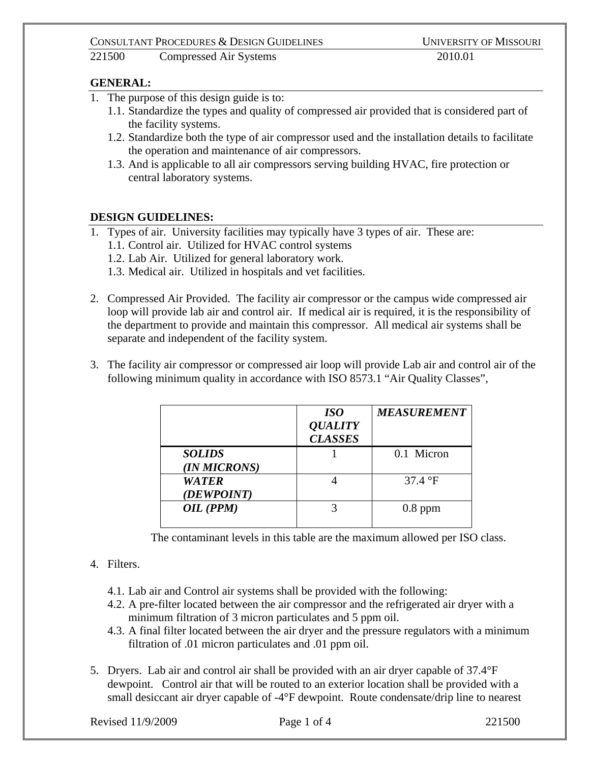## GENERAL:

1. The purpose of this design guide is to:
   1.1. Standardize the types and quality of compressed air provided that is considered part of the facility systems.
   1.2. Standardize both the type of air compressor used and the installation details to facilitate the operation and maintenance of air compressors.
   1.3. And is applicable to all air compressors serving building HVAC, fire protection or central laboratory systems.

## DESIGN GUIDELINES:

1. Types of air. University facilities may typically have 3 types of air. These are:
   1.1. Control air. Utilized for HVAC control systems
   1.2. Lab Air. Utilized for general laboratory work.
   1.3. Medical air. Utilized in hospitals and vet facilities.

2. Compressed Air Provided. The facility air compressor or the campus wide compressed air loop will provide lab air and control air. If medical air is required, it is the responsibility of the department to provide and maintain this compressor. All medical air systems shall be separate and independent of the facility system.

3. The facility air compressor or compressed air loop will provide Lab air and control air of the following minimum quality in accordance with ISO 8573.1 "Air Quality Classes",

| | ***ISO QUALITY CLASSES*** | ***MEASUREMENT*** |
|---|---|---|
| ***SOLIDS (IN MICRONS)*** | 1 | 0.1 Micron |
| ***WATER (DEWPOINT)*** | 4 | 37.4 °F |
| ***OIL (PPM)*** | 3 | 0.8 ppm |

The contaminant levels in this table are the maximum allowed per ISO class.

4. Filters.
   4.1. Lab air and Control air systems shall be provided with the following:
   4.2. A pre-filter located between the air compressor and the refrigerated air dryer with a minimum filtration of 3 micron particulates and 5 ppm oil.
   4.3. A final filter located between the air dryer and the pressure regulators with a minimum filtration of .01 micron particulates and .01 ppm oil.

5. Dryers. Lab air and control air shall be provided with an air dryer capable of 37.4°F dewpoint. Control air that will be routed to an exterior location shall be provided with a small desiccant air dryer capable of -4°F dewpoint. Route condensate/drip line to nearest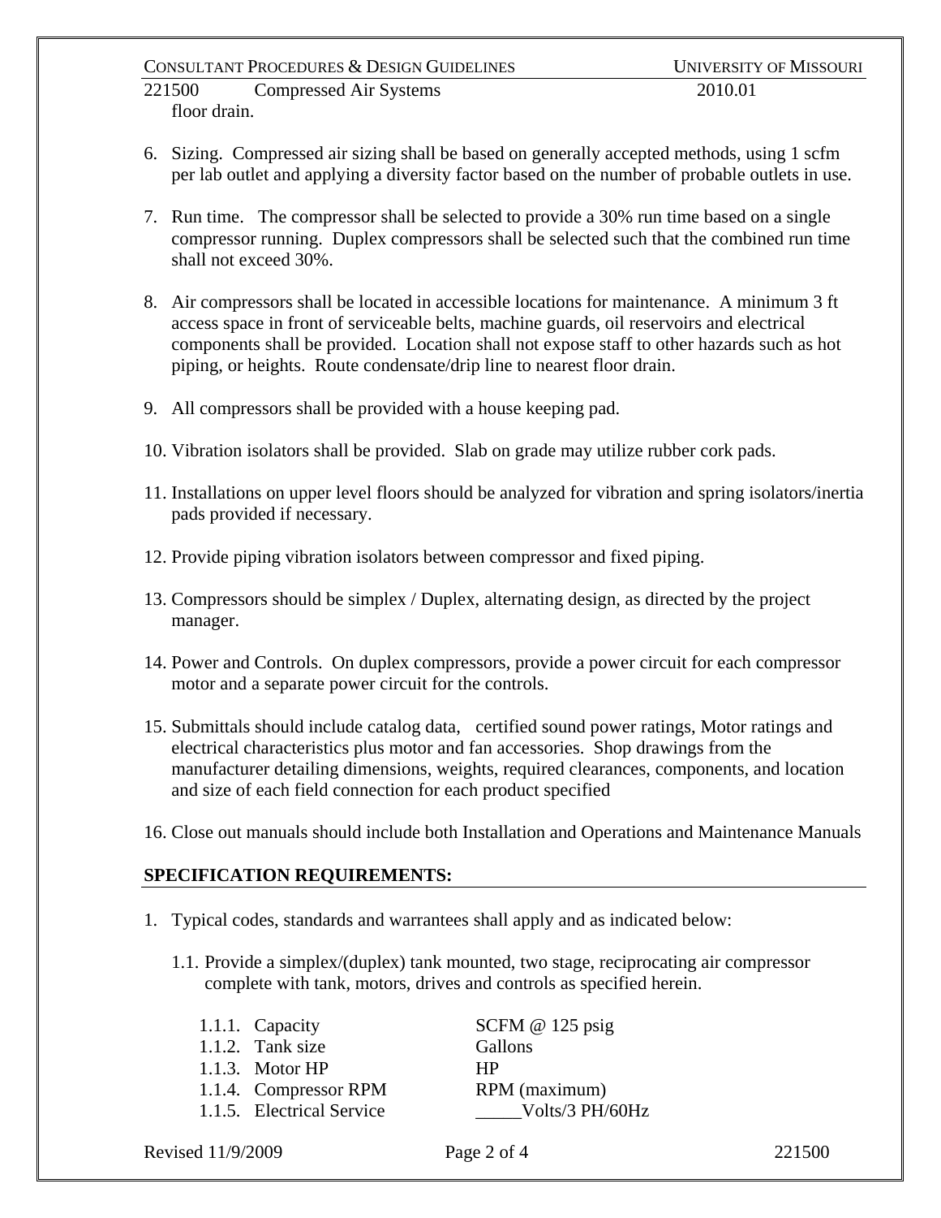floor drain.

6. Sizing. Compressed air sizing shall be based on generally accepted methods, using 1 scfm per lab outlet and applying a diversity factor based on the number of probable outlets in use.

7. Run time. The compressor shall be selected to provide a 30% run time based on a single compressor running. Duplex compressors shall be selected such that the combined run time shall not exceed 30%.

8. Air compressors shall be located in accessible locations for maintenance. A minimum 3 ft access space in front of serviceable belts, machine guards, oil reservoirs and electrical components shall be provided. Location shall not expose staff to other hazards such as hot piping, or heights. Route condensate/drip line to nearest floor drain.

9. All compressors shall be provided with a house keeping pad.

10. Vibration isolators shall be provided. Slab on grade may utilize rubber cork pads.

11. Installations on upper level floors should be analyzed for vibration and spring isolators/inertia pads provided if necessary.

12. Provide piping vibration isolators between compressor and fixed piping.

13. Compressors should be simplex / Duplex, alternating design, as directed by the project manager.

14. Power and Controls. On duplex compressors, provide a power circuit for each compressor motor and a separate power circuit for the controls.

15. Submittals should include catalog data, certified sound power ratings, Motor ratings and electrical characteristics plus motor and fan accessories. Shop drawings from the manufacturer detailing dimensions, weights, required clearances, components, and location and size of each field connection for each product specified

16. Close out manuals should include both Installation and Operations and Maintenance Manuals

## SPECIFICATION REQUIREMENTS:

1. Typical codes, standards and warrantees shall apply and as indicated below:

   1.1. Provide a simplex/(duplex) tank mounted, two stage, reciprocating air compressor complete with tank, motors, drives and controls as specified herein.

   | | | |
   |---|---|---|
   | 1.1.1. | Capacity | SCFM @ 125 psig |
   | 1.1.2. | Tank size | Gallons |
   | 1.1.3. | Motor HP | HP |
   | 1.1.4. | Compressor RPM | RPM (maximum) |
   | 1.1.5. | Electrical Service | _____Volts/3 PH/60Hz |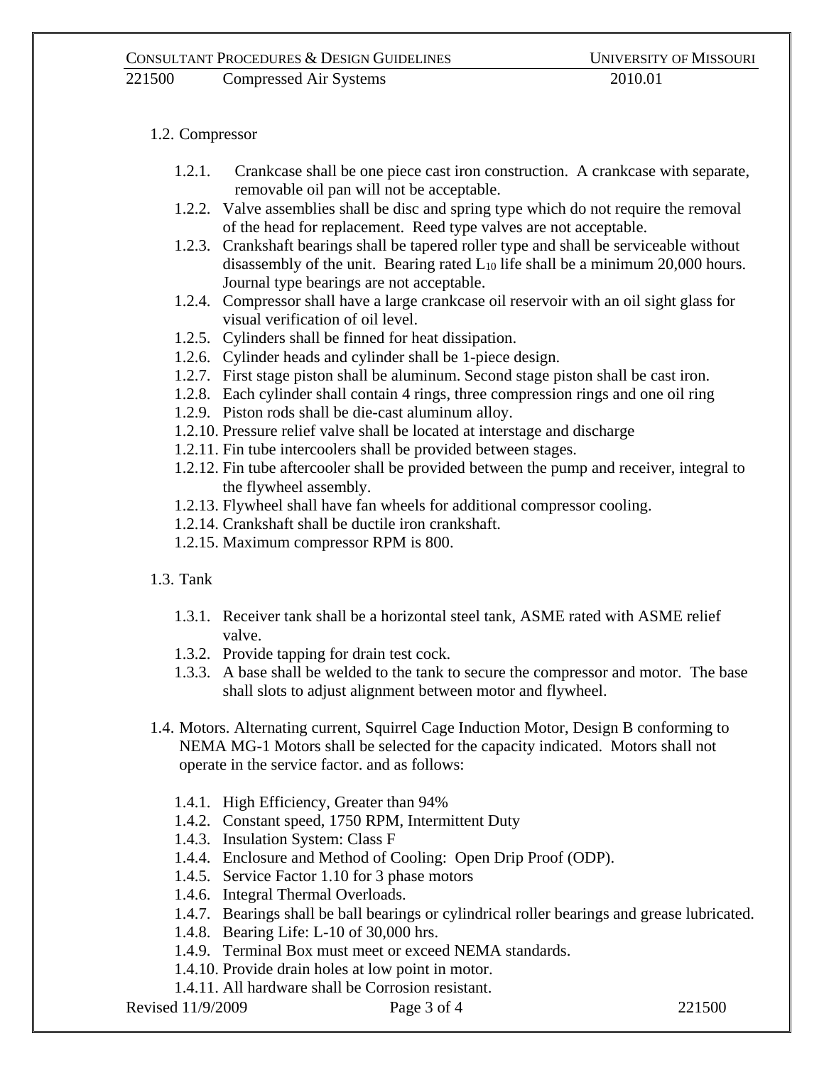1.2. Compressor

- 1.2.1. Crankcase shall be one piece cast iron construction. A crankcase with separate, removable oil pan will not be acceptable.
- 1.2.2. Valve assemblies shall be disc and spring type which do not require the removal of the head for replacement. Reed type valves are not acceptable.
- 1.2.3. Crankshaft bearings shall be tapered roller type and shall be serviceable without disassembly of the unit. Bearing rated $L_{10}$ life shall be a minimum 20,000 hours. Journal type bearings are not acceptable.
- 1.2.4. Compressor shall have a large crankcase oil reservoir with an oil sight glass for visual verification of oil level.
- 1.2.5. Cylinders shall be finned for heat dissipation.
- 1.2.6. Cylinder heads and cylinder shall be 1-piece design.
- 1.2.7. First stage piston shall be aluminum. Second stage piston shall be cast iron.
- 1.2.8. Each cylinder shall contain 4 rings, three compression rings and one oil ring
- 1.2.9. Piston rods shall be die-cast aluminum alloy.
- 1.2.10. Pressure relief valve shall be located at interstage and discharge
- 1.2.11. Fin tube intercoolers shall be provided between stages.
- 1.2.12. Fin tube aftercooler shall be provided between the pump and receiver, integral to the flywheel assembly.
- 1.2.13. Flywheel shall have fan wheels for additional compressor cooling.
- 1.2.14. Crankshaft shall be ductile iron crankshaft.
- 1.2.15. Maximum compressor RPM is 800.

1.3. Tank

- 1.3.1. Receiver tank shall be a horizontal steel tank, ASME rated with ASME relief valve.
- 1.3.2. Provide tapping for drain test cock.
- 1.3.3. A base shall be welded to the tank to secure the compressor and motor. The base shall slots to adjust alignment between motor and flywheel.

1.4. Motors. Alternating current, Squirrel Cage Induction Motor, Design B conforming to NEMA MG-1 Motors shall be selected for the capacity indicated. Motors shall not operate in the service factor. and as follows:

- 1.4.1. High Efficiency, Greater than 94%
- 1.4.2. Constant speed, 1750 RPM, Intermittent Duty
- 1.4.3. Insulation System: Class F
- 1.4.4. Enclosure and Method of Cooling: Open Drip Proof (ODP).
- 1.4.5. Service Factor 1.10 for 3 phase motors
- 1.4.6. Integral Thermal Overloads.
- 1.4.7. Bearings shall be ball bearings or cylindrical roller bearings and grease lubricated.
- 1.4.8. Bearing Life: L-10 of 30,000 hrs.
- 1.4.9. Terminal Box must meet or exceed NEMA standards.
- 1.4.10. Provide drain holes at low point in motor.
- 1.4.11. All hardware shall be Corrosion resistant.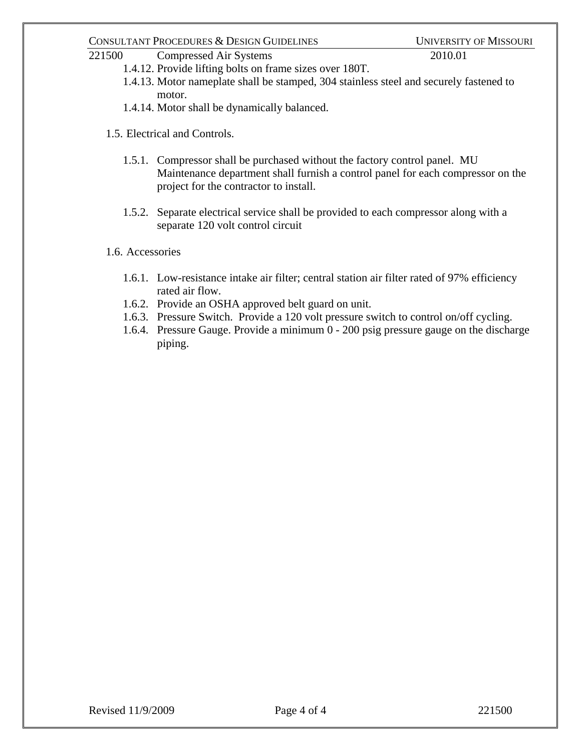1.4.12. Provide lifting bolts on frame sizes over 180T.

1.4.13. Motor nameplate shall be stamped, 304 stainless steel and securely fastened to motor.

1.4.14. Motor shall be dynamically balanced.

1.5. Electrical and Controls.

1.5.1. Compressor shall be purchased without the factory control panel. MU Maintenance department shall furnish a control panel for each compressor on the project for the contractor to install.

1.5.2. Separate electrical service shall be provided to each compressor along with a separate 120 volt control circuit

1.6. Accessories

1.6.1. Low-resistance intake air filter; central station air filter rated of 97% efficiency rated air flow.

1.6.2. Provide an OSHA approved belt guard on unit.

1.6.3. Pressure Switch. Provide a 120 volt pressure switch to control on/off cycling.

1.6.4. Pressure Gauge. Provide a minimum 0 - 200 psig pressure gauge on the discharge piping.